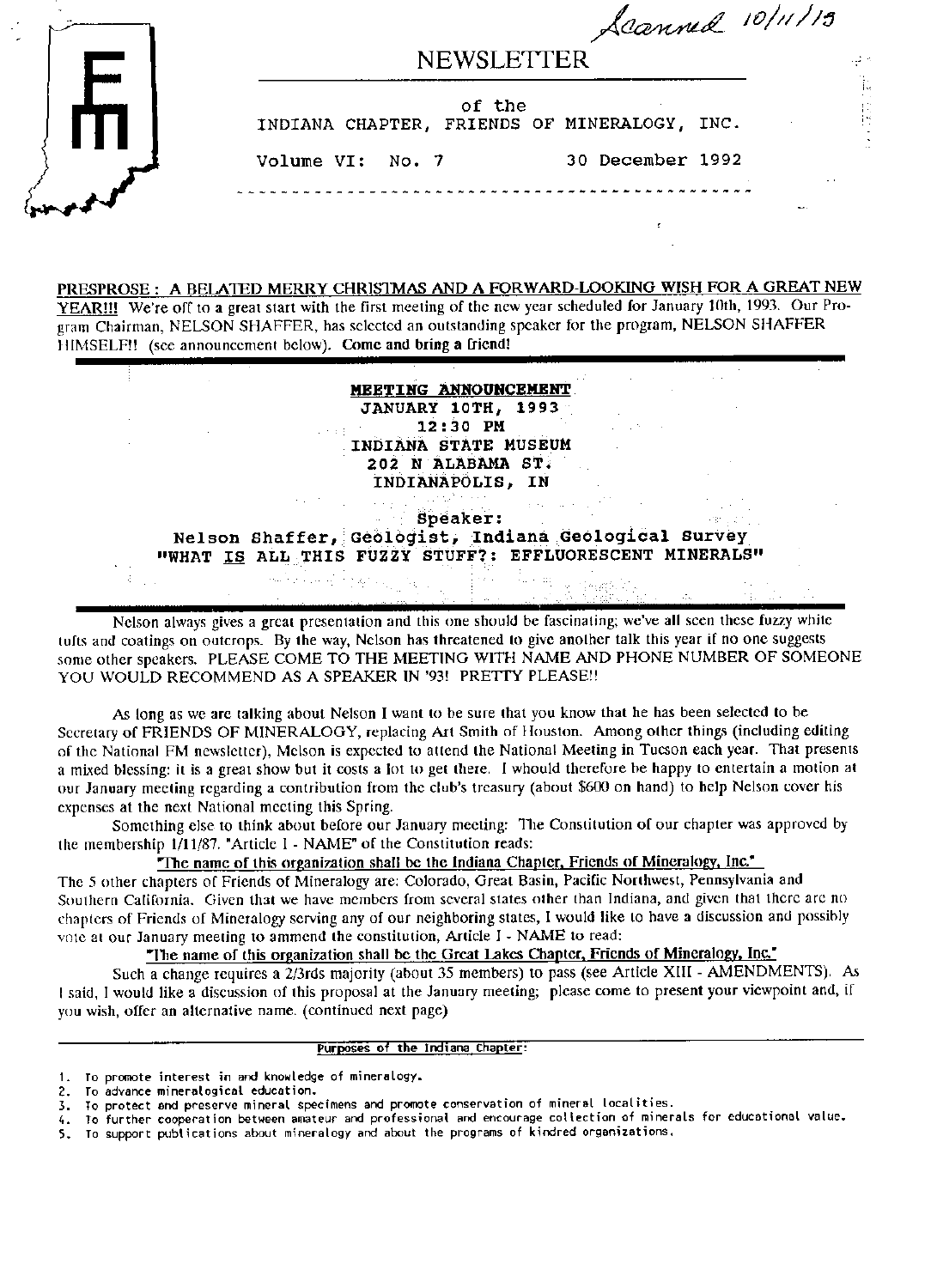Scanned 10/11/15

# NEWSLETTER

of the

INDIANA CHAPTER, FRIENDS OF MINERALOGY, INC.

Volume VI: No. 7 30 December 1992

---

**PRESPROSE : A BELATED MERRY CHRISTMAS AND A FORWARD-LOOKING WISH FOR A GREAT NEW YEAR!!!** We're off to a great start with the first meeting of the new year scheduled for January 10th, 1993. Our Program Chairman, NELSON SHAFFER, has selected an outstanding speaker for the program, NELSON SHAFFER HIMSELF!! (see announcement below). **Come and bring a friend!**

---

**MEETING ANNOUNCEMENT**
**JANUARY 10TH, 1993**
**12:30 PM**
**INDIANA STATE MUSEUM**
**202 N ALABAMA ST.**
**INDIANAPOLIS, IN**

**Speaker:**
**Nelson Shaffer, Geologist, Indiana Geological Survey**
**"WHAT IS ALL THIS FUZZY STUFF?: EFFLUORESCENT MINERALS"**

---

Nelson always gives a great presentation and this one should be fascinating; we've all seen these fuzzy white tufts and coatings on outcrops. By the way, Nelson has threatened to give another talk this year if no one suggests some other speakers. PLEASE COME TO THE MEETING WITH NAME AND PHONE NUMBER OF SOMEONE YOU WOULD RECOMMEND AS A SPEAKER IN '93! PRETTY PLEASE!!

As long as we are talking about Nelson I want to be sure that you know that he has been selected to be Secretary of FRIENDS OF MINERALOGY, replacing Art Smith of Houston. Among other things (including editing of the National FM newsletter), Nelson is expected to attend the National Meeting in Tucson each year. That presents a mixed blessing: it is a great show but it costs a lot to get there. I whould therefore be happy to entertain a motion at our January meeting regarding a contribution from the club's treasury (about $600 on hand) to help Nelson cover his expenses at the next National meeting this Spring.

Something else to think about before our January meeting: The Constitution of our chapter was approved by the membership 1/11/87. "Article I - NAME" of the Constitution reads:

"The name of this organization shall be the Indiana Chapter, Friends of Mineralogy, Inc."

The 5 other chapters of Friends of Mineralogy are: Colorado, Great Basin, Pacific Northwest, Pennsylvania and Southern California. Given that we have members from several states other than Indiana, and given that there are no chapters of Friends of Mineralogy serving any of our neighboring states, I would like to have a discussion and possibly vote at our January meeting to ammend the constitution, Article I - NAME to read:

"The name of this organization shall be the Great Lakes Chapter, Friends of Mineralogy, Inc."

Such a change requires a 2/3rds majority (about 35 members) to pass (see Article XIII - AMENDMENTS). As I said, I would like a discussion of this proposal at the January meeting; please come to present your viewpoint and, if you wish, offer an alternative name. (continued next page)

---

Purposes of the Indiana Chapter:

1. To promote interest in and knowledge of mineralogy.
2. To advance mineralogical education.
3. To protect and preserve mineral specimens and promote conservation of mineral localities.
4. To further cooperation between amateur and professional and encourage collection of minerals for educational value.
5. To support publications about mineralogy and about the programs of kindred organizations.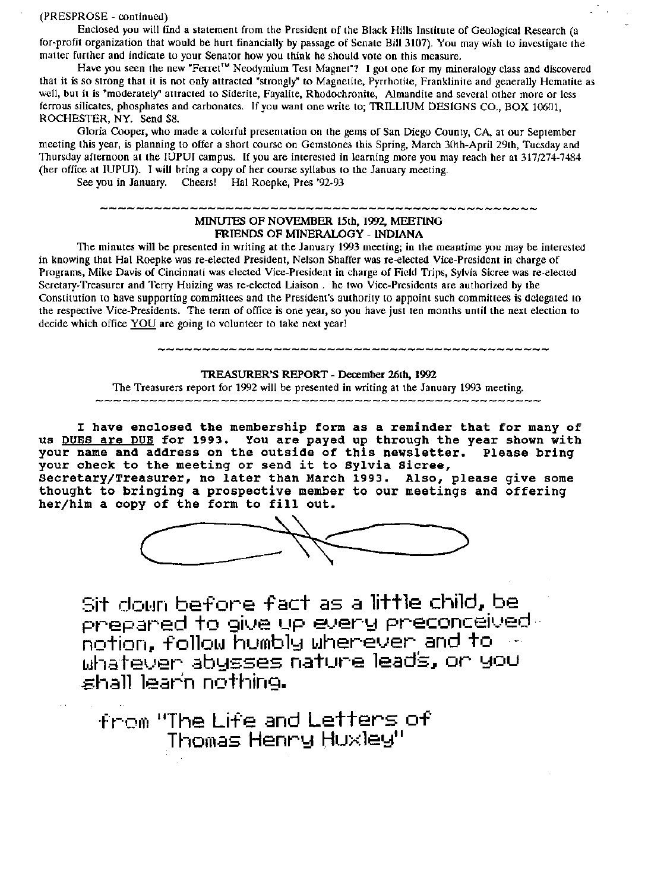(PRESPROSE - continued)

Enclosed you will find a statement from the President of the Black Hills Institute of Geological Research (a for-profit organization that would be hurt financially by passage of Senate Bill 3107). You may wish to investigate the matter further and indicate to your Senator how you think he should vote on this measure.

Have you seen the new "Ferret™ Neodymium Test Magnet"? I got one for my mineralogy class and discovered that it is so strong that it is not only attracted "strongly" to Magnetite, Pyrrhotite, Franklinite and generally Hematite as well, but it is "moderately" attracted to Siderite, Fayalite, Rhodochronite, Almandite and several other more or less ferrous silicates, phosphates and carbonates. If you want one write to; TRILLIUM DESIGNS CO., BOX 10601, ROCHESTER, NY. Send $8.

Gloria Cooper, who made a colorful presentation on the gems of San Diego County, CA, at our September meeting this year, is planning to offer a short course on Gemstones this Spring, March 30th-April 29th, Tuesday and Thursday afternoon at the IUPUI campus. If you are interested in learning more you may reach her at 317/274-7484 (her office at IUPUI). I will bring a copy of her course syllabus to the January meeting.

See you in January. Cheers! Hal Roepke, Pres '92-93

~~~~~~~~~~~~~~~~~~~~~~~~~~~~~~~~~~~~~~~~~~~~

## MINUTES OF NOVEMBER 15th, 1992, MEETING
## FRIENDS OF MINERALOGY - INDIANA

The minutes will be presented in writing at the January 1993 meeting; in the meantime you may be interested in knowing that Hal Roepke was re-elected President, Nelson Shaffer was re-elected Vice-President in charge of Programs, Mike Davis of Cincinnati was elected Vice-President in charge of Field Trips, Sylvia Sicree was re-elected Secretary-Treasurer and Terry Huizing was re-elected Liaison . he two Vice-Presidents are authorized by the Constitution to have supporting committees and the President's authority to appoint such committees is delegated to the respective Vice-Presidents. The term of office is one year, so you have just ten months until the next election to decide which office YOU are going to volunteer to take next year!

~~~~~~~~~~~~~~~~~~~~~~~~~~~~~~~~~~~~~~~~~~~~

## TREASURER'S REPORT - December 26th, 1992

The Treasurers report for 1992 will be presented in writing at the January 1993 meeting.

~~~~~~~~~~~~~~~~~~~~~~~~~~~~~~~~~~~~~~~~~~~~

**I have enclosed the membership form as a reminder that for many of us DUES are DUE for 1993. You are payed up through the year shown with your name and address on the outside of this newsletter. Please bring your check to the meeting or send it to Sylvia Sicree, Secretary/Treasurer, no later than March 1993. Also, please give some thought to bringing a prospective member to our meetings and offering her/him a copy of the form to fill out.**

Sit down before fact as a little child, be prepared to give up every preconceived notion, follow humbly wherever and to whatever abysses nature leads, or you shall learn nothing.

from "The Life and Letters of Thomas Henry Huxley"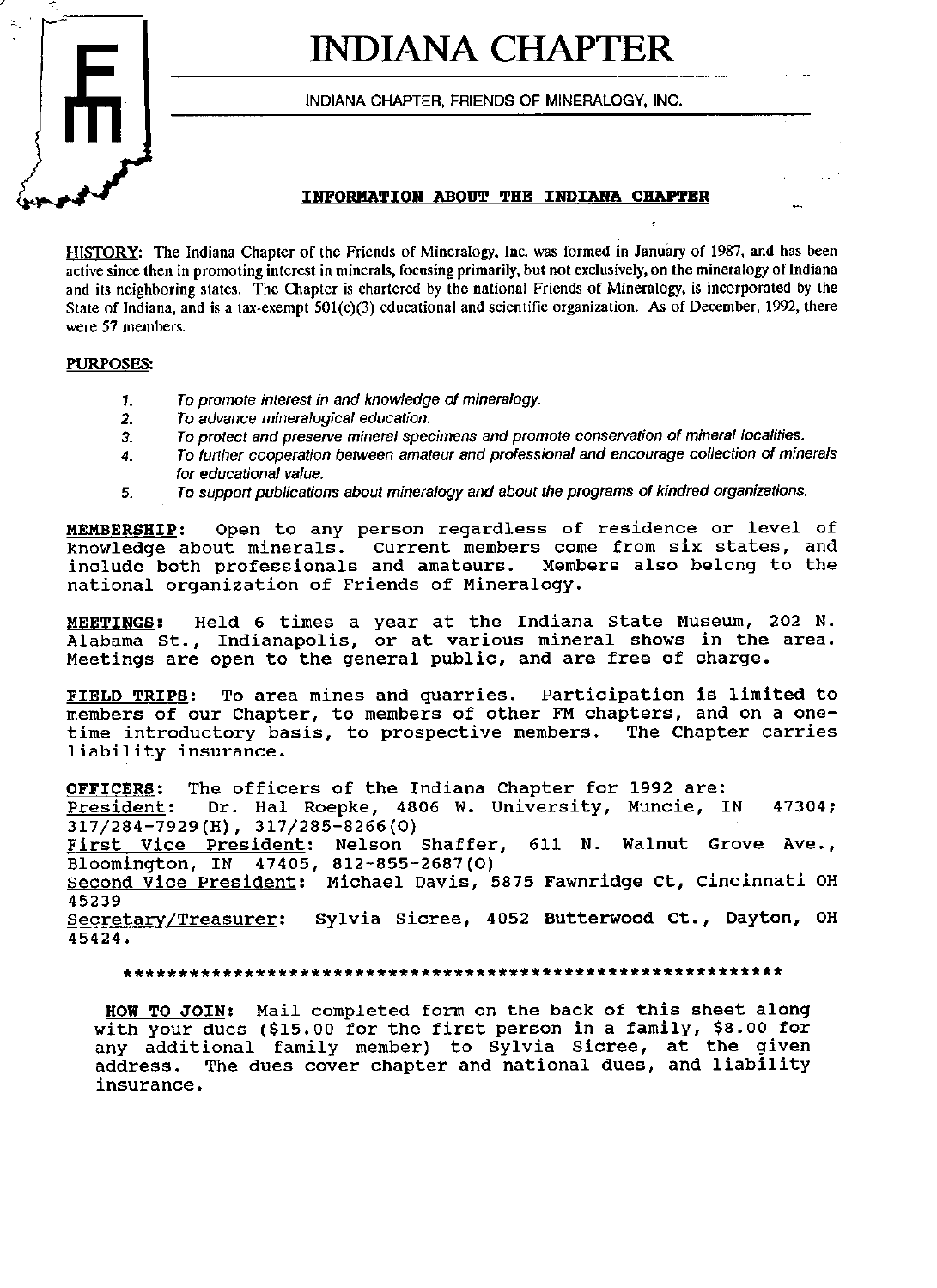# INDIANA CHAPTER

INDIANA CHAPTER, FRIENDS OF MINERALOGY, INC.

## INFORMATION ABOUT THE INDIANA CHAPTER

HISTORY: The Indiana Chapter of the Friends of Mineralogy, Inc. was formed in January of 1987, and has been active since then in promoting interest in minerals, focusing primarily, but not exclusively, on the mineralogy of Indiana and its neighboring states. The Chapter is chartered by the national Friends of Mineralogy, is incorporated by the State of Indiana, and is a tax-exempt 501(c)(3) educational and scientific organization. As of December, 1992, there were 57 members.

PURPOSES:

1. *To promote interest in and knowledge of mineralogy.*
2. *To advance mineralogical education.*
3. *To protect and preserve mineral specimens and promote conservation of mineral localities.*
4. *To further cooperation between amateur and professional and encourage collection of minerals for educational value.*
5. *To support publications about mineralogy and about the programs of kindred organizations.*

**MEMBERSHIP:** Open to any person regardless of residence or level of knowledge about minerals. Current members come from six states, and include both professionals and amateurs. Members also belong to the national organization of Friends of Mineralogy.

**MEETINGS:** Held 6 times a year at the Indiana State Museum, 202 N. Alabama St., Indianapolis, or at various mineral shows in the area. Meetings are open to the general public, and are free of charge.

**FIELD TRIPS:** To area mines and quarries. Participation is limited to members of our Chapter, to members of other FM chapters, and on a one-time introductory basis, to prospective members. The Chapter carries liability insurance.

**OFFICERS:** The officers of the Indiana Chapter for 1992 are:
President: Dr. Hal Roepke, 4806 W. University, Muncie, IN 47304; 317/284-7929(H), 317/285-8266(O)
First Vice President: Nelson Shaffer, 611 N. Walnut Grove Ave., Bloomington, IN 47405, 812-855-2687(O)
Second Vice President: Michael Davis, 5875 Fawnridge Ct, Cincinnati OH 45239
Secretary/Treasurer: Sylvia Sicree, 4052 Butterwood Ct., Dayton, OH 45424.

************************************************************

**HOW TO JOIN:** Mail completed form on the back of this sheet along with your dues ($15.00 for the first person in a family, $8.00 for any additional family member) to Sylvia Sicree, at the given address. The dues cover chapter and national dues, and liability insurance.